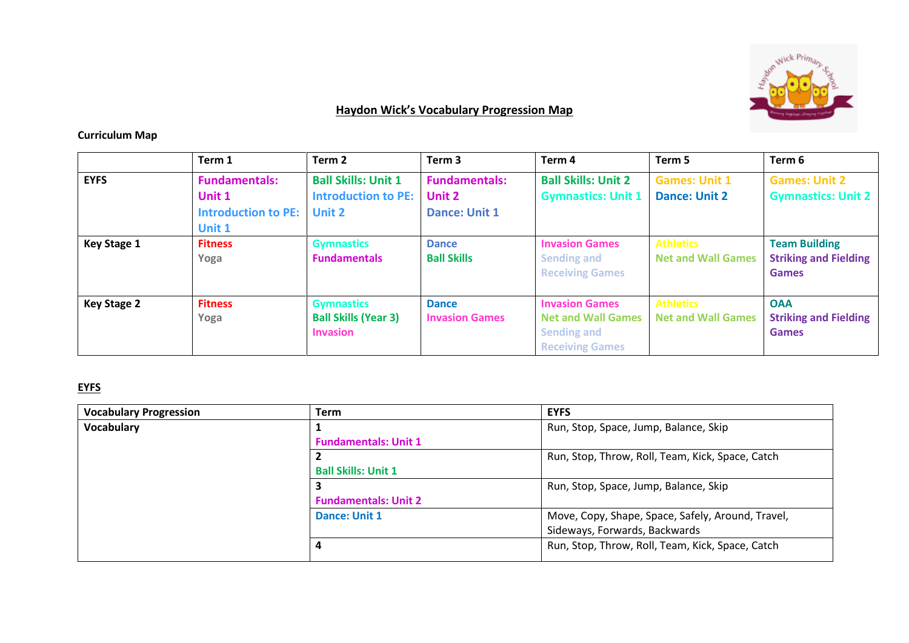## Haydon Wick's Vocabulary Progression Map

**Curriculum Map**

| | Term 1 | Term 2 | Term 3 | Term 4 | Term 5 | Term 6 |
|---|---|---|---|---|---|---|
| **EYFS** | Fundamentals: Unit 1<br>Introduction to PE: Unit 1 | Ball Skills: Unit 1<br>Introduction to PE: Unit 2 | Fundamentals: Unit 2<br>Dance: Unit 1 | Ball Skills: Unit 2<br>Gymnastics: Unit 1 | Games: Unit 1<br>Dance: Unit 2 | Games: Unit 2<br>Gymnastics: Unit 2 |
| **Key Stage 1** | Fitness<br>Yoga | Gymnastics<br>Fundamentals | Dance<br>Ball Skills | Invasion Games<br>Sending and Receiving Games | Athletics<br>Net and Wall Games | Team Building<br>Striking and Fielding Games |
| **Key Stage 2** | Fitness<br>Yoga | Gymnastics<br>Ball Skills (Year 3)<br>Invasion | Dance<br>Invasion Games | Invasion Games<br>Net and Wall Games<br>Sending and Receiving Games | Athletics<br>Net and Wall Games | OAA<br>Striking and Fielding Games |

**EYFS**

| Vocabulary Progression | Term | EYFS |
|---|---|---|
| **Vocabulary** | **1**<br>Fundamentals: Unit 1 | Run, Stop, Space, Jump, Balance, Skip |
| | **2**<br>Ball Skills: Unit 1 | Run, Stop, Throw, Roll, Team, Kick, Space, Catch |
| | **3**<br>Fundamentals: Unit 2 | Run, Stop, Space, Jump, Balance, Skip |
| | Dance: Unit 1 | Move, Copy, Shape, Space, Safely, Around, Travel, Sideways, Forwards, Backwards |
| | **4** | Run, Stop, Throw, Roll, Team, Kick, Space, Catch |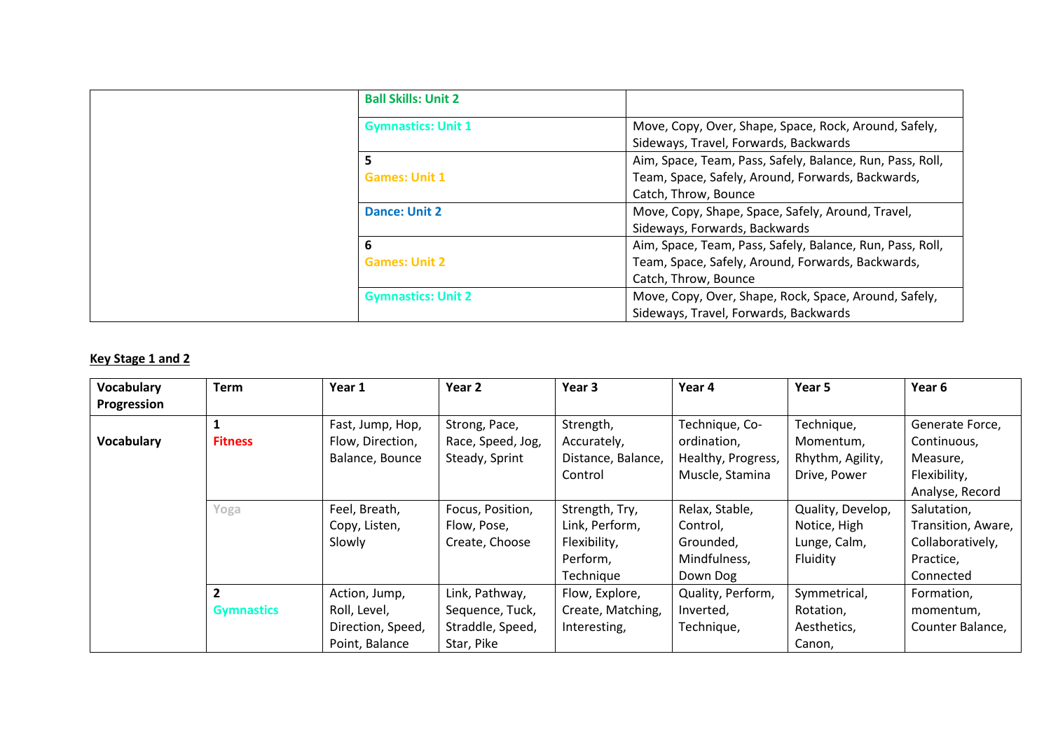| | | |
|---|---|---|
| | Ball Skills: Unit 2 | |
| | Gymnastics: Unit 1 | Move, Copy, Over, Shape, Space, Rock, Around, Safely, Sideways, Travel, Forwards, Backwards |
| | 5<br>Games: Unit 1 | Aim, Space, Team, Pass, Safely, Balance, Run, Pass, Roll, Team, Space, Safely, Around, Forwards, Backwards, Catch, Throw, Bounce |
| | Dance: Unit 2 | Move, Copy, Shape, Space, Safely, Around, Travel, Sideways, Forwards, Backwards |
| | 6<br>Games: Unit 2 | Aim, Space, Team, Pass, Safely, Balance, Run, Pass, Roll, Team, Space, Safely, Around, Forwards, Backwards, Catch, Throw, Bounce |
| | Gymnastics: Unit 2 | Move, Copy, Over, Shape, Rock, Space, Around, Safely, Sideways, Travel, Forwards, Backwards |

**Key Stage 1 and 2**

| Vocabulary Progression | Term | Year 1 | Year 2 | Year 3 | Year 4 | Year 5 | Year 6 |
|---|---|---|---|---|---|---|---|
| Vocabulary | 1<br>Fitness | Fast, Jump, Hop, Flow, Direction, Balance, Bounce | Strong, Pace, Race, Speed, Jog, Steady, Sprint | Strength, Accurately, Distance, Balance, Control | Technique, Co-ordination, Healthy, Progress, Muscle, Stamina | Technique, Momentum, Rhythm, Agility, Drive, Power | Generate Force, Continuous, Measure, Flexibility, Analyse, Record |
| | Yoga | Feel, Breath, Copy, Listen, Slowly | Focus, Position, Flow, Pose, Create, Choose | Strength, Try, Link, Perform, Flexibility, Perform, Technique | Relax, Stable, Control, Grounded, Mindfulness, Down Dog | Quality, Develop, Notice, High Lunge, Calm, Fluidity | Salutation, Transition, Aware, Collaboratively, Practice, Connected |
| | 2<br>Gymnastics | Action, Jump, Roll, Level, Direction, Speed, Point, Balance | Link, Pathway, Sequence, Tuck, Straddle, Speed, Star, Pike | Flow, Explore, Create, Matching, Interesting, | Quality, Perform, Inverted, Technique, | Symmetrical, Rotation, Aesthetics, Canon, | Formation, momentum, Counter Balance, |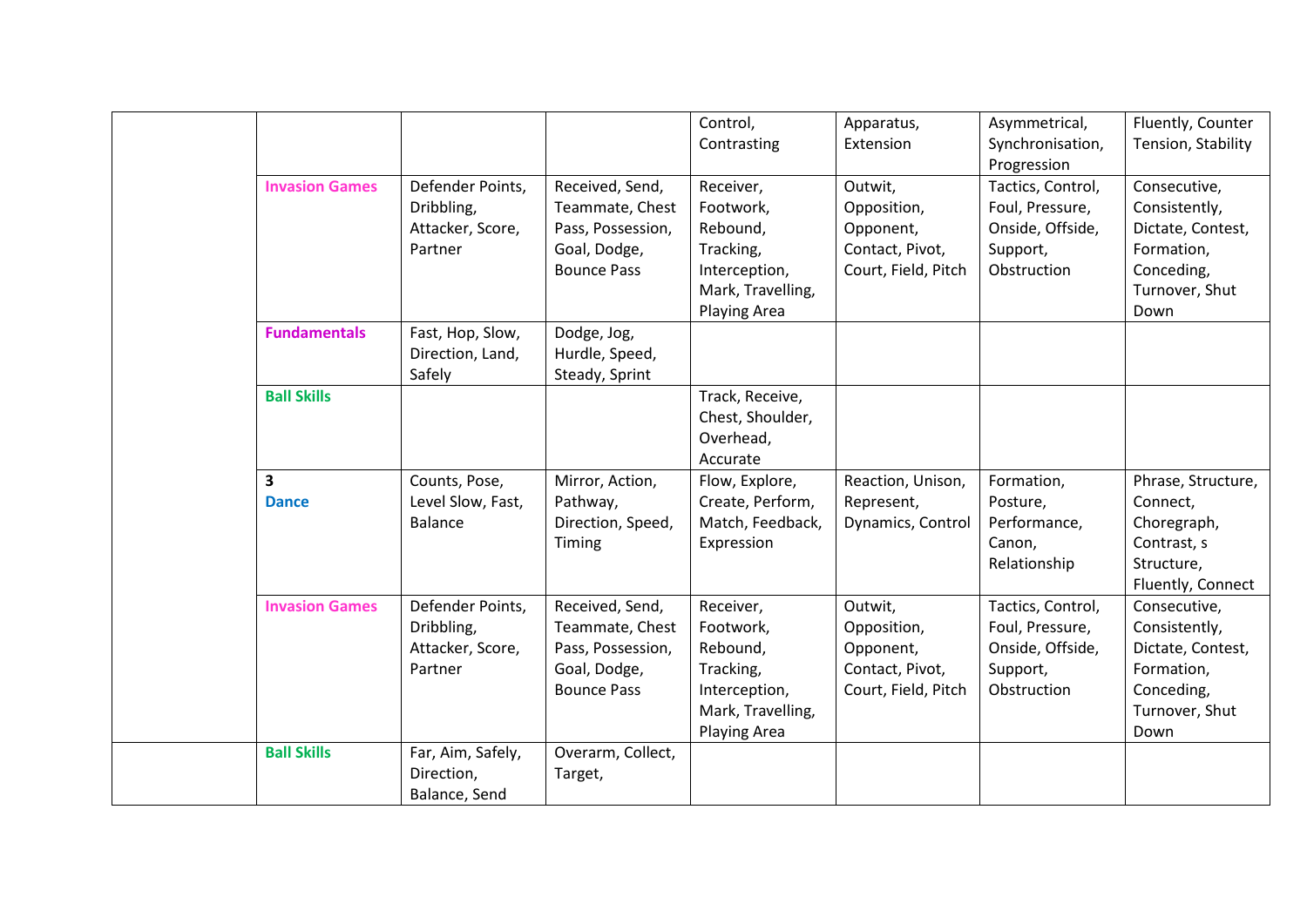| | | | | | | | |
|---|---|---|---|---|---|---|---|
| | | | | Control, Contrasting | Apparatus, Extension | Asymmetrical, Synchronisation, Progression | Fluently, Counter Tension, Stability |
| | **Invasion Games** | Defender Points, Dribbling, Attacker, Score, Partner | Received, Send, Teammate, Chest Pass, Possession, Goal, Dodge, Bounce Pass | Receiver, Footwork, Rebound, Tracking, Interception, Mark, Travelling, Playing Area | Outwit, Opposition, Opponent, Contact, Pivot, Court, Field, Pitch | Tactics, Control, Foul, Pressure, Onside, Offside, Support, Obstruction | Consecutive, Consistently, Dictate, Contest, Formation, Conceding, Turnover, Shut Down |
| | **Fundamentals** | Fast, Hop, Slow, Direction, Land, Safely | Dodge, Jog, Hurdle, Speed, Steady, Sprint | | | | |
| | **Ball Skills** | | | Track, Receive, Chest, Shoulder, Overhead, Accurate | | | |
| | **3** **Dance** | Counts, Pose, Level Slow, Fast, Balance | Mirror, Action, Pathway, Direction, Speed, Timing | Flow, Explore, Create, Perform, Match, Feedback, Expression | Reaction, Unison, Represent, Dynamics, Control | Formation, Posture, Performance, Canon, Relationship | Phrase, Structure, Connect, Choregraph, Contrast, s Structure, Fluently, Connect |
| | **Invasion Games** | Defender Points, Dribbling, Attacker, Score, Partner | Received, Send, Teammate, Chest Pass, Possession, Goal, Dodge, Bounce Pass | Receiver, Footwork, Rebound, Tracking, Interception, Mark, Travelling, Playing Area | Outwit, Opposition, Opponent, Contact, Pivot, Court, Field, Pitch | Tactics, Control, Foul, Pressure, Onside, Offside, Support, Obstruction | Consecutive, Consistently, Dictate, Contest, Formation, Conceding, Turnover, Shut Down |
| | **Ball Skills** | Far, Aim, Safely, Direction, Balance, Send | Overarm, Collect, Target, | | | | |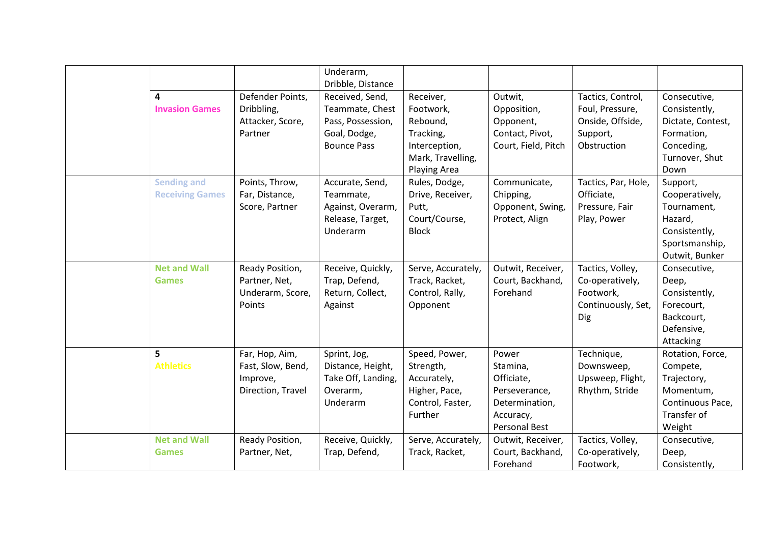| | | | | | | | |
|---|---|---|---|---|---|---|---|
| | | | Underarm, Dribble, Distance | | | | |
| | **4** Invasion Games | Defender Points, Dribbling, Attacker, Score, Partner | Received, Send, Teammate, Chest Pass, Possession, Goal, Dodge, Bounce Pass | Receiver, Footwork, Rebound, Tracking, Interception, Mark, Travelling, Playing Area | Outwit, Opposition, Opponent, Contact, Pivot, Court, Field, Pitch | Tactics, Control, Foul, Pressure, Onside, Offside, Support, Obstruction | Consecutive, Consistently, Dictate, Contest, Formation, Conceding, Turnover, Shut Down |
| | Sending and Receiving Games | Points, Throw, Far, Distance, Score, Partner | Accurate, Send, Teammate, Against, Overarm, Release, Target, Underarm | Rules, Dodge, Drive, Receiver, Putt, Court/Course, Block | Communicate, Chipping, Opponent, Swing, Protect, Align | Tactics, Par, Hole, Officiate, Pressure, Fair Play, Power | Support, Cooperatively, Tournament, Hazard, Consistently, Sportsmanship, Outwit, Bunker |
| | Net and Wall Games | Ready Position, Partner, Net, Underarm, Score, Points | Receive, Quickly, Trap, Defend, Return, Collect, Against | Serve, Accurately, Track, Racket, Control, Rally, Opponent | Outwit, Receiver, Court, Backhand, Forehand | Tactics, Volley, Co-operatively, Footwork, Continuously, Set, Dig | Consecutive, Deep, Consistently, Forecourt, Backcourt, Defensive, Attacking |
| | **5** Athletics | Far, Hop, Aim, Fast, Slow, Bend, Improve, Direction, Travel | Sprint, Jog, Distance, Height, Take Off, Landing, Overarm, Underarm | Speed, Power, Strength, Accurately, Higher, Pace, Control, Faster, Further | Power Stamina, Officiate, Perseverance, Determination, Accuracy, Personal Best | Technique, Downsweep, Upsweep, Flight, Rhythm, Stride | Rotation, Force, Compete, Trajectory, Momentum, Continuous Pace, Transfer of Weight |
| | Net and Wall Games | Ready Position, Partner, Net, | Receive, Quickly, Trap, Defend, | Serve, Accurately, Track, Racket, | Outwit, Receiver, Court, Backhand, Forehand | Tactics, Volley, Co-operatively, Footwork, | Consecutive, Deep, Consistently, |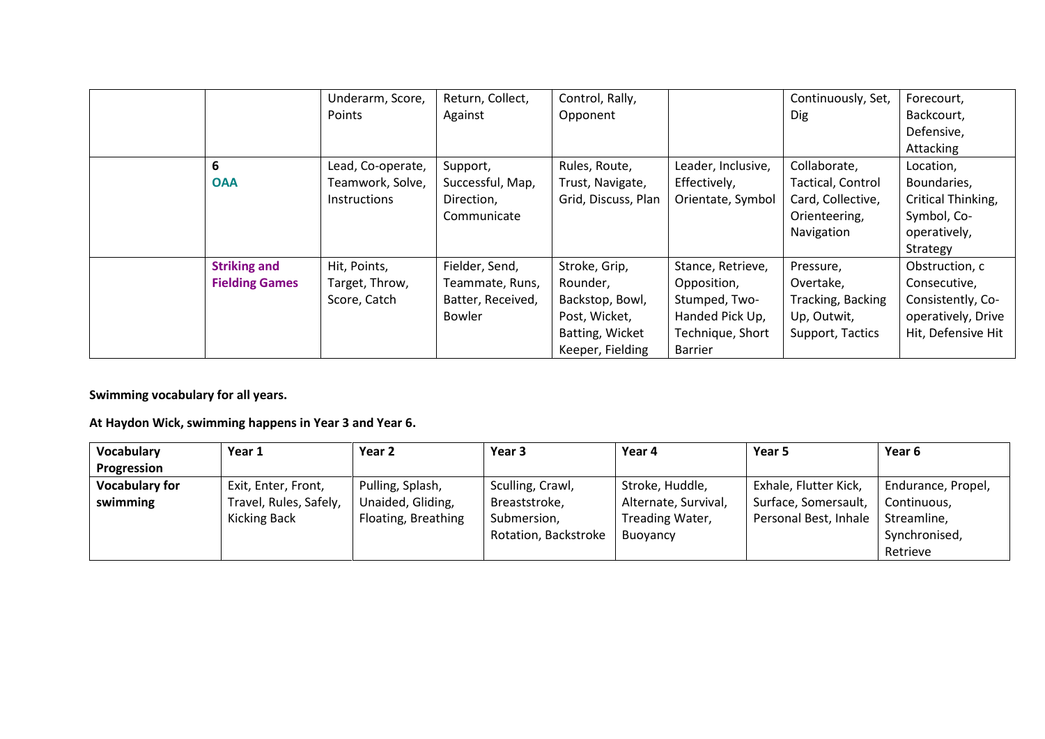| | | | | | | | |
|---|---|---|---|---|---|---|---|
| | | Underarm, Score, Points | Return, Collect, Against | Control, Rally, Opponent | | Continuously, Set, Dig | Forecourt, Backcourt, Defensive, Attacking |
| | 6 **OAA** | Lead, Co-operate, Teamwork, Solve, Instructions | Support, Successful, Map, Direction, Communicate | Rules, Route, Trust, Navigate, Grid, Discuss, Plan | Leader, Inclusive, Effectively, Orientate, Symbol | Collaborate, Tactical, Control Card, Collective, Orienteering, Navigation | Location, Boundaries, Critical Thinking, Symbol, Co-operatively, Strategy |
| | **Striking and Fielding Games** | Hit, Points, Target, Throw, Score, Catch | Fielder, Send, Teammate, Runs, Batter, Received, Bowler | Stroke, Grip, Rounder, Backstop, Bowl, Post, Wicket, Batting, Wicket Keeper, Fielding | Stance, Retrieve, Opposition, Stumped, Two-Handed Pick Up, Technique, Short Barrier | Pressure, Overtake, Tracking, Backing Up, Outwit, Support, Tactics | Obstruction, c Consecutive, Consistently, Co-operatively, Drive Hit, Defensive Hit |

**Swimming vocabulary for all years.**

**At Haydon Wick, swimming happens in Year 3 and Year 6.**

| Vocabulary Progression | Year 1 | Year 2 | Year 3 | Year 4 | Year 5 | Year 6 |
|---|---|---|---|---|---|---|
| **Vocabulary for swimming** | Exit, Enter, Front, Travel, Rules, Safely, Kicking Back | Pulling, Splash, Unaided, Gliding, Floating, Breathing | Sculling, Crawl, Breaststroke, Submersion, Rotation, Backstroke | Stroke, Huddle, Alternate, Survival, Treading Water, Buoyancy | Exhale, Flutter Kick, Surface, Somersault, Personal Best, Inhale | Endurance, Propel, Continuous, Streamline, Synchronised, Retrieve |